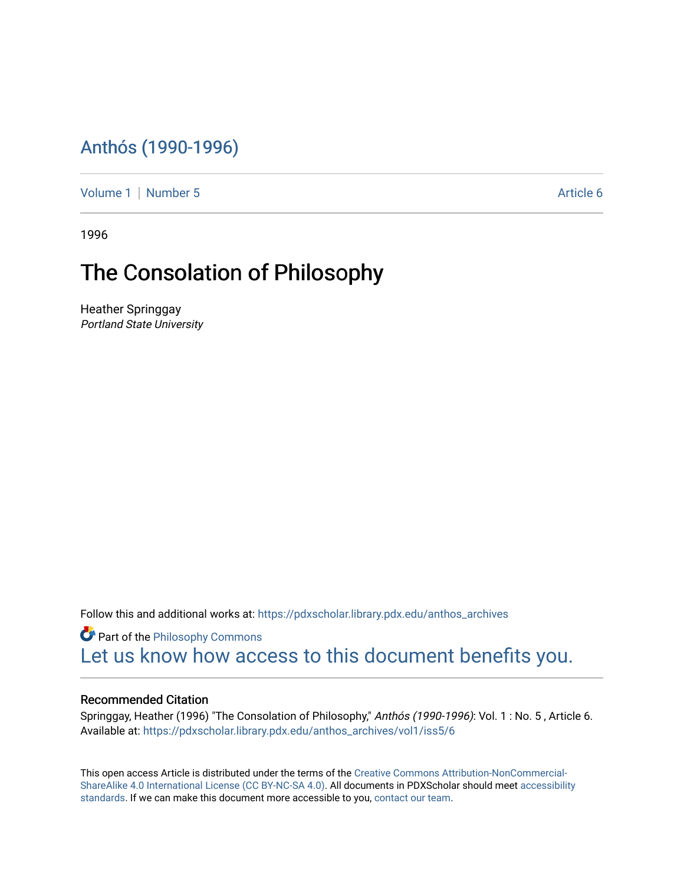# Anthós (1990-1996)

Volume 1 | Number 5 Article 6

1996

## The Consolation of Philosophy

Heather Springgay
*Portland State University*

Follow this and additional works at: https://pdxscholar.library.pdx.edu/anthos_archives

Part of the Philosophy Commons

Let us know how access to this document benefits you.

### Recommended Citation

Springgay, Heather (1996) "The Consolation of Philosophy," *Anthós (1990-1996)*: Vol. 1 : No. 5 , Article 6.
Available at: https://pdxscholar.library.pdx.edu/anthos_archives/vol1/iss5/6

This open access Article is distributed under the terms of the Creative Commons Attribution-NonCommercial-ShareAlike 4.0 International License (CC BY-NC-SA 4.0). All documents in PDXScholar should meet accessibility standards. If we can make this document more accessible to you, contact our team.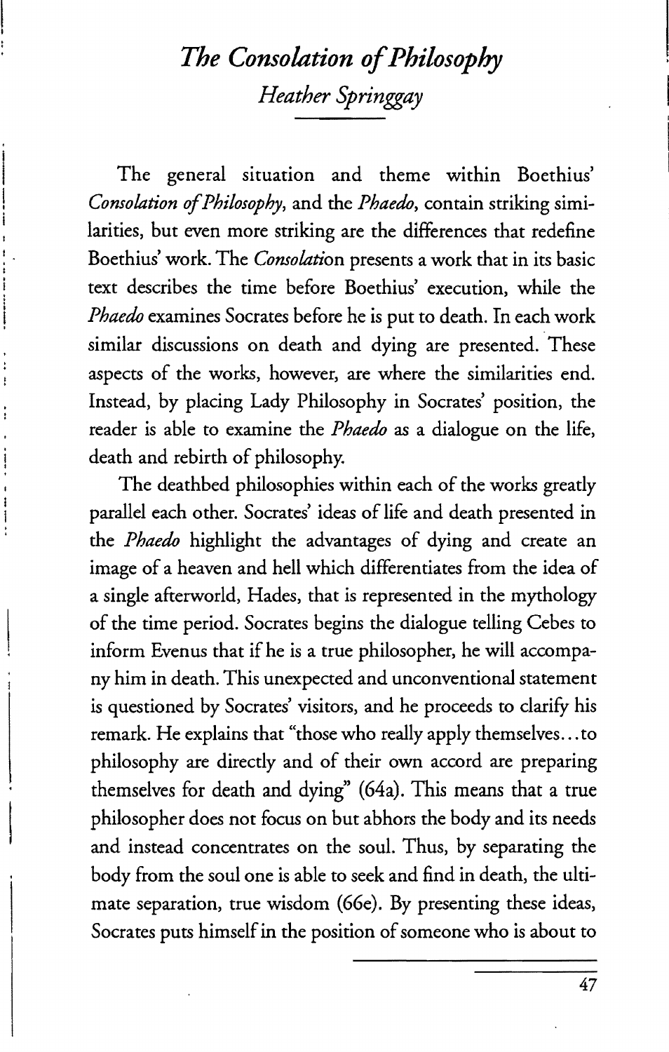# *The Consolation of Philosophy*

*Heather Springgay*

The general situation and theme within Boethius' *Consolation of Philosophy*, and the *Phaedo*, contain striking similarities, but even more striking are the differences that redefine Boethius' work. The *Consolation* presents a work that in its basic text describes the time before Boethius' execution, while the *Phaedo* examines Socrates before he is put to death. In each work similar discussions on death and dying are presented. These aspects of the works, however, are where the similarities end. Instead, by placing Lady Philosophy in Socrates' position, the reader is able to examine the *Phaedo* as a dialogue on the life, death and rebirth of philosophy.

The deathbed philosophies within each of the works greatly parallel each other. Socrates' ideas of life and death presented in the *Phaedo* highlight the advantages of dying and create an image of a heaven and hell which differentiates from the idea of a single afterworld, Hades, that is represented in the mythology of the time period. Socrates begins the dialogue telling Cebes to inform Evenus that if he is a true philosopher, he will accompany him in death. This unexpected and unconventional statement is questioned by Socrates' visitors, and he proceeds to clarify his remark. He explains that "those who really apply themselves…to philosophy are directly and of their own accord are preparing themselves for death and dying" (64a). This means that a true philosopher does not focus on but abhors the body and its needs and instead concentrates on the soul. Thus, by separating the body from the soul one is able to seek and find in death, the ultimate separation, true wisdom (66e). By presenting these ideas, Socrates puts himself in the position of someone who is about to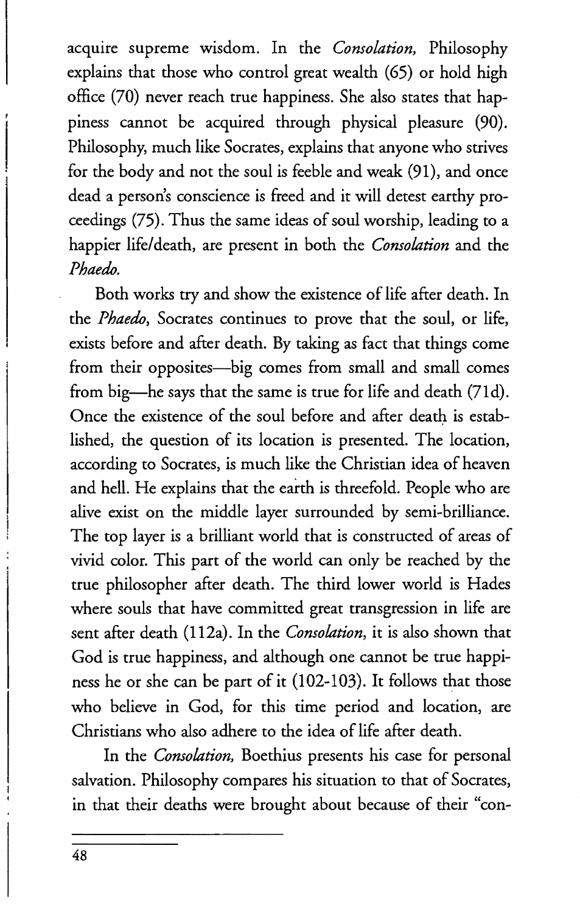acquire supreme wisdom. In the *Consolation,* Philosophy explains that those who control great wealth (65) or hold high office (70) never reach true happiness. She also states that happiness cannot be acquired through physical pleasure (90). Philosophy, much like Socrates, explains that anyone who strives for the body and not the soul is feeble and weak (91), and once dead a person's conscience is freed and it will detest earthy proceedings (75). Thus the same ideas of soul worship, leading to a happier life/death, are present in both the *Consolation* and the *Phaedo.*

Both works try and show the existence of life after death. In the *Phaedo*, Socrates continues to prove that the soul, or life, exists before and after death. By taking as fact that things come from their opposites—big comes from small and small comes from big—he says that the same is true for life and death (71d). Once the existence of the soul before and after death is established, the question of its location is presented. The location, according to Socrates, is much like the Christian idea of heaven and hell. He explains that the earth is threefold. People who are alive exist on the middle layer surrounded by semi-brilliance. The top layer is a brilliant world that is constructed of areas of vivid color. This part of the world can only be reached by the true philosopher after death. The third lower world is Hades where souls that have committed great transgression in life are sent after death (112a). In the *Consolation*, it is also shown that God is true happiness, and although one cannot be true happiness he or she can be part of it (102-103). It follows that those who believe in God, for this time period and location, are Christians who also adhere to the idea of life after death.

In the *Consolation,* Boethius presents his case for personal salvation. Philosophy compares his situation to that of Socrates, in that their deaths were brought about because of their "con-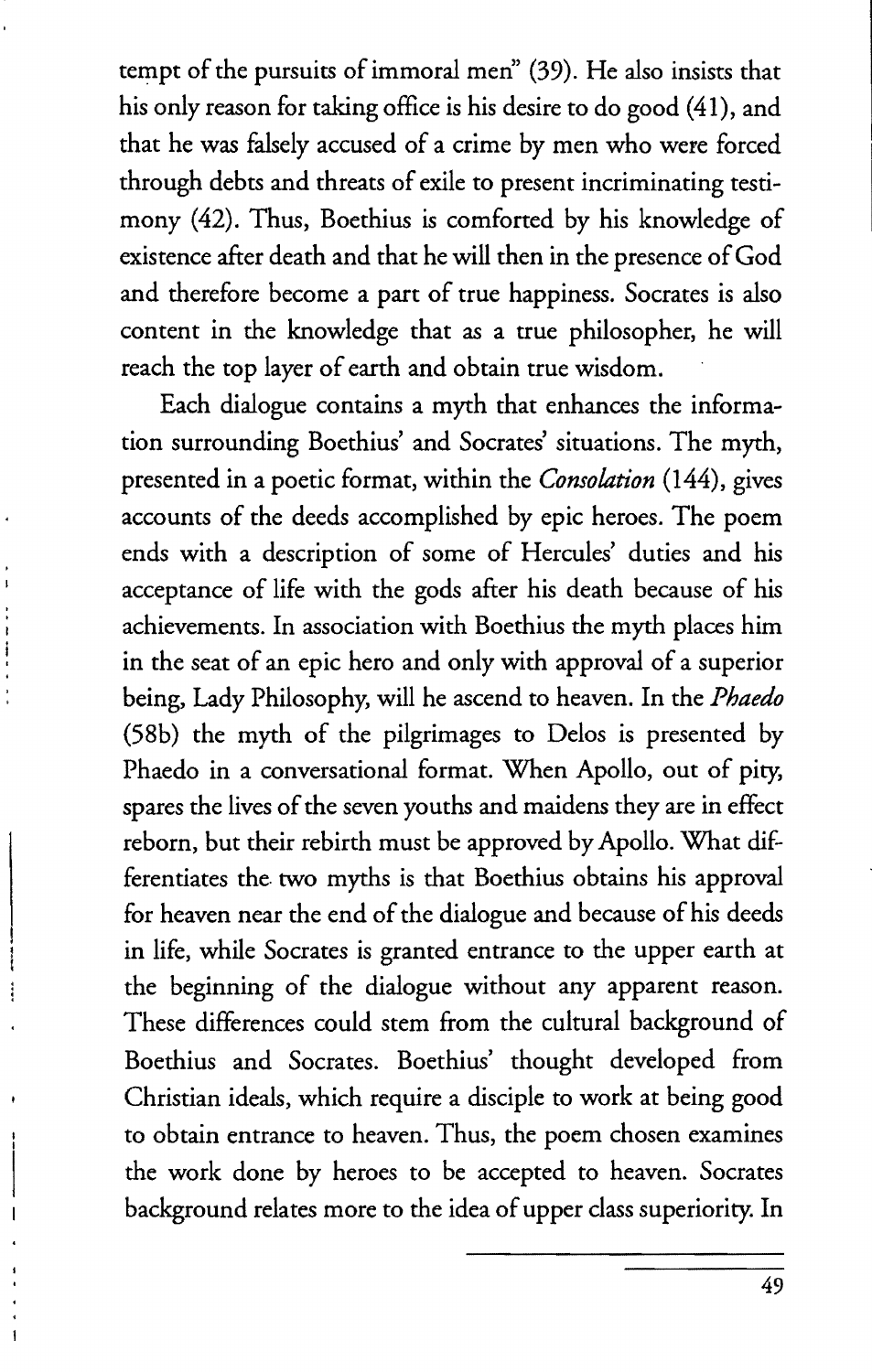tempt of the pursuits of immoral men" (39). He also insists that his only reason for taking office is his desire to do good (41), and that he was falsely accused of a crime by men who were forced through debts and threats of exile to present incriminating testimony (42). Thus, Boethius is comforted by his knowledge of existence after death and that he will then in the presence of God and therefore become a part of true happiness. Socrates is also content in the knowledge that as a true philosopher, he will reach the top layer of earth and obtain true wisdom.

Each dialogue contains a myth that enhances the information surrounding Boethius' and Socrates' situations. The myth, presented in a poetic format, within the *Consolation* (144), gives accounts of the deeds accomplished by epic heroes. The poem ends with a description of some of Hercules' duties and his acceptance of life with the gods after his death because of his achievements. In association with Boethius the myth places him in the seat of an epic hero and only with approval of a superior being, Lady Philosophy, will he ascend to heaven. In the *Phaedo* (58b) the myth of the pilgrimages to Delos is presented by Phaedo in a conversational format. When Apollo, out of pity, spares the lives of the seven youths and maidens they are in effect reborn, but their rebirth must be approved by Apollo. What differentiates the two myths is that Boethius obtains his approval for heaven near the end of the dialogue and because of his deeds in life, while Socrates is granted entrance to the upper earth at the beginning of the dialogue without any apparent reason. These differences could stem from the cultural background of Boethius and Socrates. Boethius' thought developed from Christian ideals, which require a disciple to work at being good to obtain entrance to heaven. Thus, the poem chosen examines the work done by heroes to be accepted to heaven. Socrates background relates more to the idea of upper class superiority. In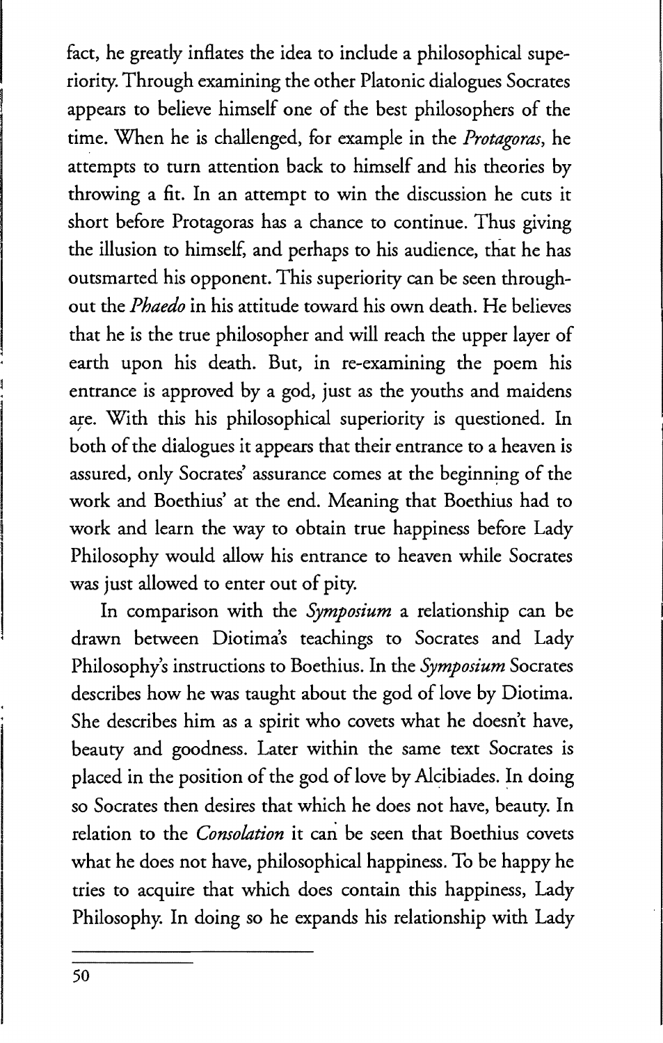fact, he greatly inflates the idea to include a philosophical superiority. Through examining the other Platonic dialogues Socrates appears to believe himself one of the best philosophers of the time. When he is challenged, for example in the *Protagoras*, he attempts to turn attention back to himself and his theories by throwing a fit. In an attempt to win the discussion he cuts it short before Protagoras has a chance to continue. Thus giving the illusion to himself, and perhaps to his audience, that he has outsmarted his opponent. This superiority can be seen throughout the *Phaedo* in his attitude toward his own death. He believes that he is the true philosopher and will reach the upper layer of earth upon his death. But, in re-examining the poem his entrance is approved by a god, just as the youths and maidens are. With this his philosophical superiority is questioned. In both of the dialogues it appears that their entrance to a heaven is assured, only Socrates' assurance comes at the beginning of the work and Boethius' at the end. Meaning that Boethius had to work and learn the way to obtain true happiness before Lady Philosophy would allow his entrance to heaven while Socrates was just allowed to enter out of pity.

In comparison with the *Symposium* a relationship can be drawn between Diotima's teachings to Socrates and Lady Philosophy's instructions to Boethius. In the *Symposium* Socrates describes how he was taught about the god of love by Diotima. She describes him as a spirit who covets what he doesn't have, beauty and goodness. Later within the same text Socrates is placed in the position of the god of love by Alcibiades. In doing so Socrates then desires that which he does not have, beauty. In relation to the *Consolation* it can be seen that Boethius covets what he does not have, philosophical happiness. To be happy he tries to acquire that which does contain this happiness, Lady Philosophy. In doing so he expands his relationship with Lady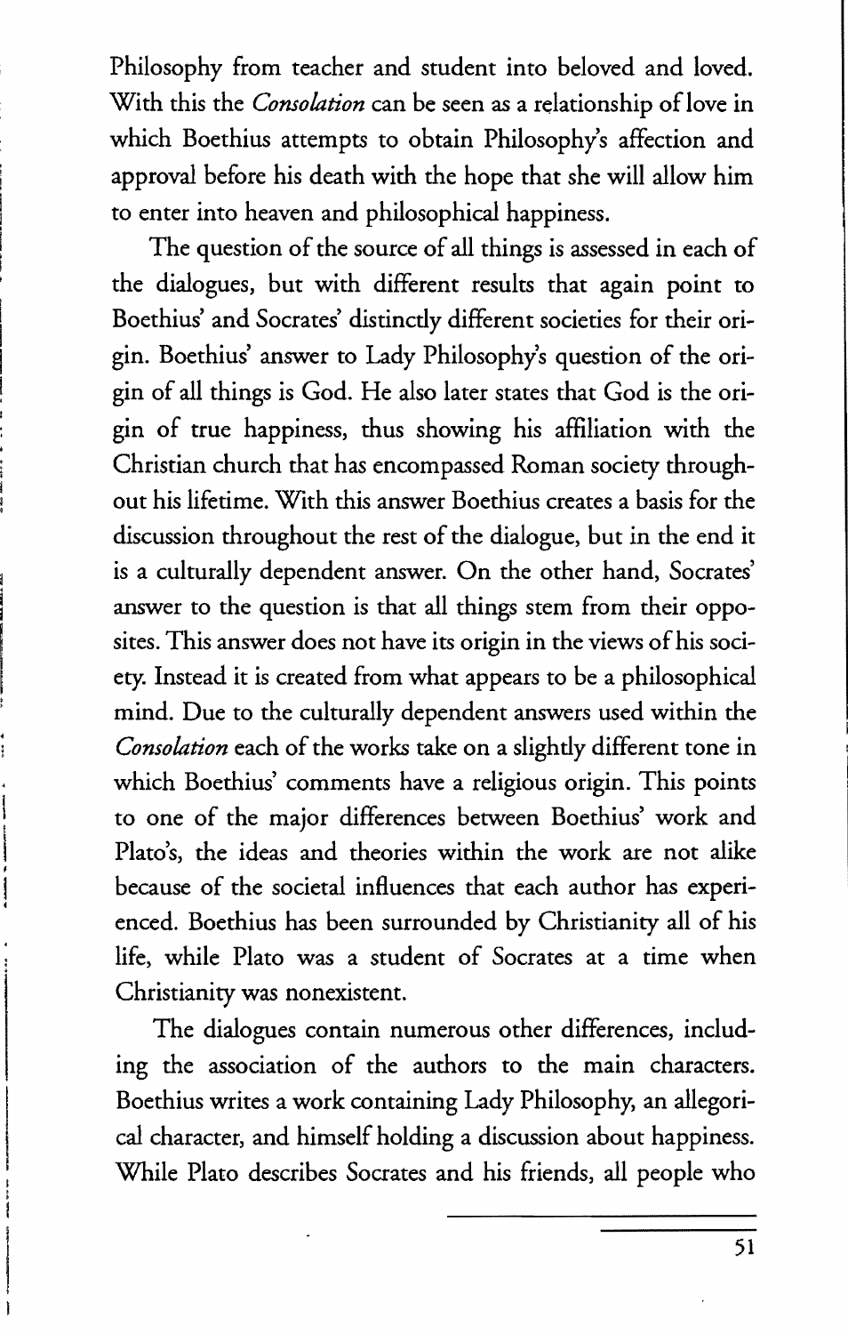Philosophy from teacher and student into beloved and loved. With this the *Consolation* can be seen as a relationship of love in which Boethius attempts to obtain Philosophy's affection and approval before his death with the hope that she will allow him to enter into heaven and philosophical happiness.

The question of the source of all things is assessed in each of the dialogues, but with different results that again point to Boethius' and Socrates' distinctly different societies for their origin. Boethius' answer to Lady Philosophy's question of the origin of all things is God. He also later states that God is the origin of true happiness, thus showing his affiliation with the Christian church that has encompassed Roman society throughout his lifetime. With this answer Boethius creates a basis for the discussion throughout the rest of the dialogue, but in the end it is a culturally dependent answer. On the other hand, Socrates' answer to the question is that all things stem from their opposites. This answer does not have its origin in the views of his society. Instead it is created from what appears to be a philosophical mind. Due to the culturally dependent answers used within the *Consolation* each of the works take on a slightly different tone in which Boethius' comments have a religious origin. This points to one of the major differences between Boethius' work and Plato's, the ideas and theories within the work are not alike because of the societal influences that each author has experienced. Boethius has been surrounded by Christianity all of his life, while Plato was a student of Socrates at a time when Christianity was nonexistent.

The dialogues contain numerous other differences, including the association of the authors to the main characters. Boethius writes a work containing Lady Philosophy, an allegorical character, and himself holding a discussion about happiness. While Plato describes Socrates and his friends, all people who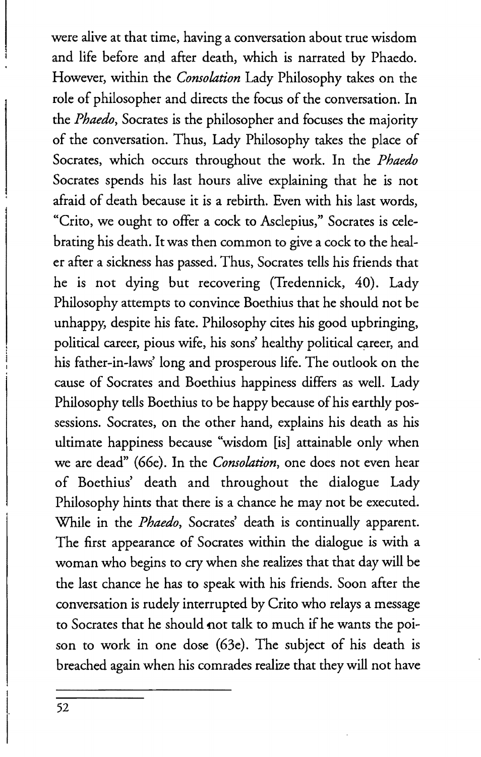were alive at that time, having a conversation about true wisdom and life before and after death, which is narrated by Phaedo. However, within the *Consolation* Lady Philosophy takes on the role of philosopher and directs the focus of the conversation. In the *Phaedo*, Socrates is the philosopher and focuses the majority of the conversation. Thus, Lady Philosophy takes the place of Socrates, which occurs throughout the work. In the *Phaedo* Socrates spends his last hours alive explaining that he is not afraid of death because it is a rebirth. Even with his last words, "Crito, we ought to offer a cock to Asclepius," Socrates is celebrating his death. It was then common to give a cock to the healer after a sickness has passed. Thus, Socrates tells his friends that he is not dying but recovering (Tredennick, 40). Lady Philosophy attempts to convince Boethius that he should not be unhappy, despite his fate. Philosophy cites his good upbringing, political career, pious wife, his sons' healthy political career, and his father-in-laws' long and prosperous life. The outlook on the cause of Socrates and Boethius happiness differs as well. Lady Philosophy tells Boethius to be happy because of his earthly possessions. Socrates, on the other hand, explains his death as his ultimate happiness because "wisdom [is] attainable only when we are dead" (66e). In the *Consolation*, one does not even hear of Boethius' death and throughout the dialogue Lady Philosophy hints that there is a chance he may not be executed. While in the *Phaedo*, Socrates' death is continually apparent. The first appearance of Socrates within the dialogue is with a woman who begins to cry when she realizes that that day will be the last chance he has to speak with his friends. Soon after the conversation is rudely interrupted by Crito who relays a message to Socrates that he should not talk to much if he wants the poison to work in one dose (63e). The subject of his death is breached again when his comrades realize that they will not have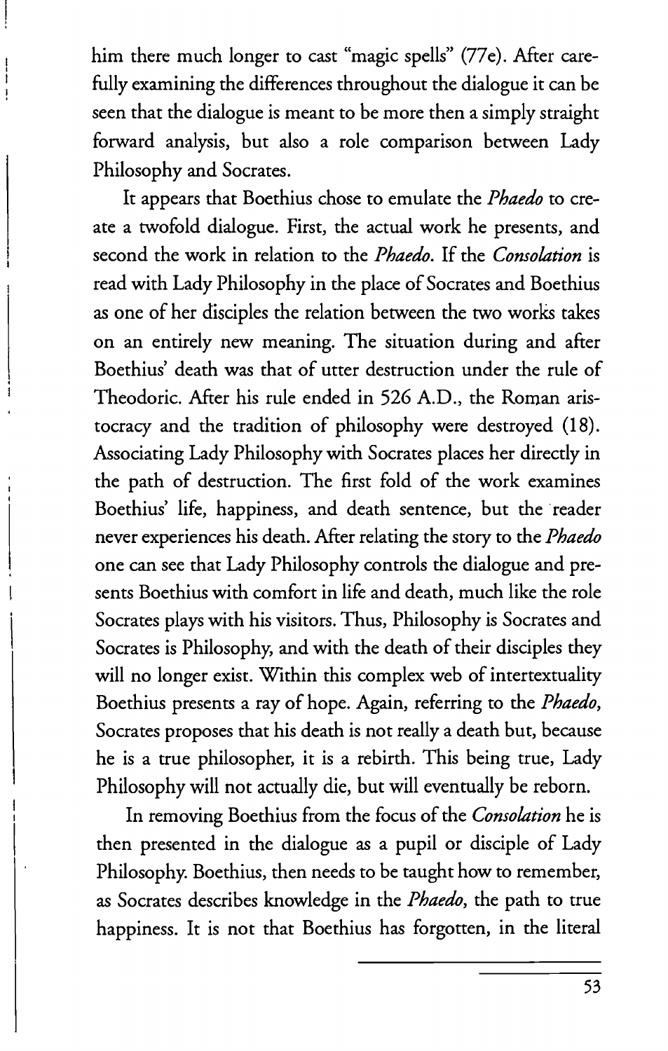him there much longer to cast "magic spells" (77e). After carefully examining the differences throughout the dialogue it can be seen that the dialogue is meant to be more then a simply straight forward analysis, but also a role comparison between Lady Philosophy and Socrates.

It appears that Boethius chose to emulate the *Phaedo* to create a twofold dialogue. First, the actual work he presents, and second the work in relation to the *Phaedo*. If the *Consolation* is read with Lady Philosophy in the place of Socrates and Boethius as one of her disciples the relation between the two works takes on an entirely new meaning. The situation during and after Boethius' death was that of utter destruction under the rule of Theodoric. After his rule ended in 526 A.D., the Roman aristocracy and the tradition of philosophy were destroyed (18). Associating Lady Philosophy with Socrates places her directly in the path of destruction. The first fold of the work examines Boethius' life, happiness, and death sentence, but the reader never experiences his death. After relating the story to the *Phaedo* one can see that Lady Philosophy controls the dialogue and presents Boethius with comfort in life and death, much like the role Socrates plays with his visitors. Thus, Philosophy is Socrates and Socrates is Philosophy, and with the death of their disciples they will no longer exist. Within this complex web of intertextuality Boethius presents a ray of hope. Again, referring to the *Phaedo*, Socrates proposes that his death is not really a death but, because he is a true philosopher, it is a rebirth. This being true, Lady Philosophy will not actually die, but will eventually be reborn.

In removing Boethius from the focus of the *Consolation* he is then presented in the dialogue as a pupil or disciple of Lady Philosophy. Boethius, then needs to be taught how to remember, as Socrates describes knowledge in the *Phaedo*, the path to true happiness. It is not that Boethius has forgotten, in the literal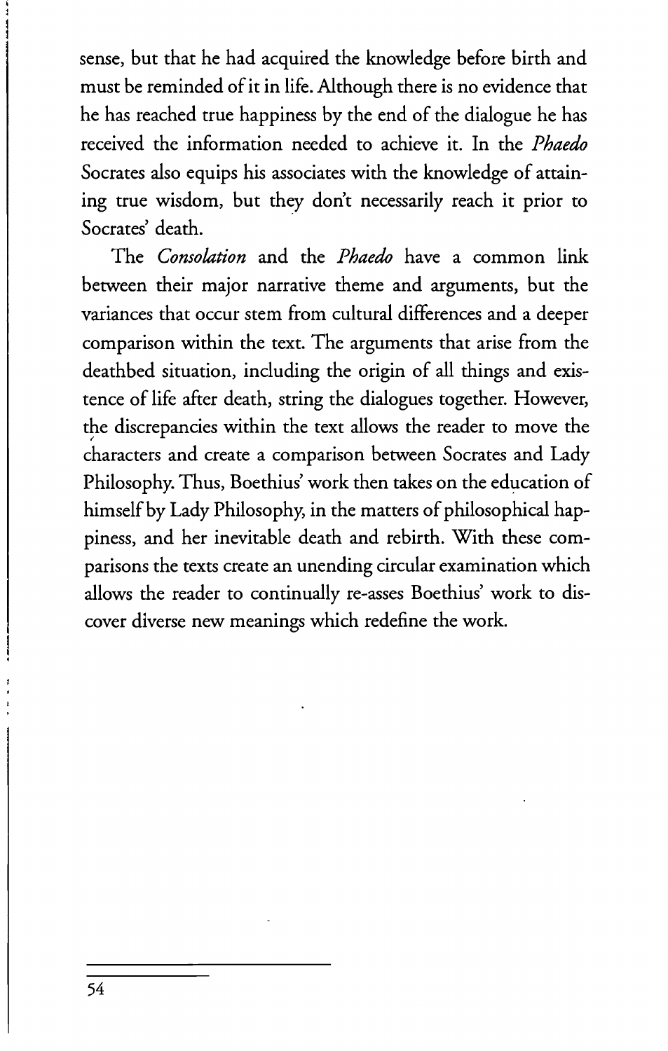sense, but that he had acquired the knowledge before birth and must be reminded of it in life. Although there is no evidence that he has reached true happiness by the end of the dialogue he has received the information needed to achieve it. In the *Phaedo* Socrates also equips his associates with the knowledge of attaining true wisdom, but they don't necessarily reach it prior to Socrates' death.

The *Consolation* and the *Phaedo* have a common link between their major narrative theme and arguments, but the variances that occur stem from cultural differences and a deeper comparison within the text. The arguments that arise from the deathbed situation, including the origin of all things and existence of life after death, string the dialogues together. However, the discrepancies within the text allows the reader to move the characters and create a comparison between Socrates and Lady Philosophy. Thus, Boethius' work then takes on the education of himself by Lady Philosophy, in the matters of philosophical happiness, and her inevitable death and rebirth. With these comparisons the texts create an unending circular examination which allows the reader to continually re-asses Boethius' work to discover diverse new meanings which redefine the work.